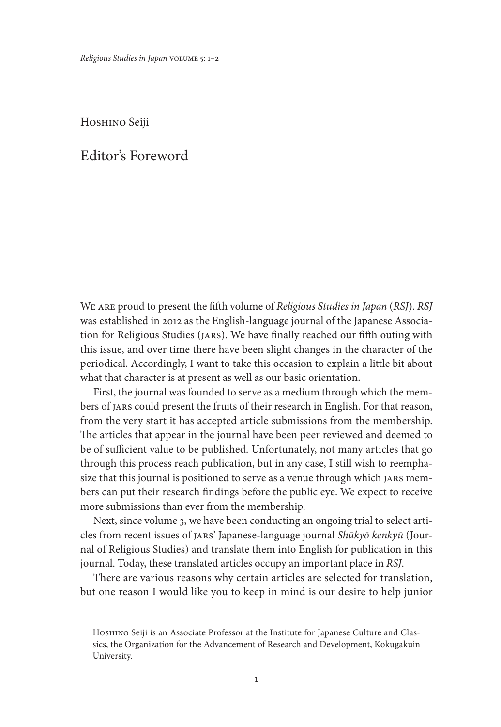Hoshino Seiji

# Editor's Foreword

We are proud to present the fifth volume of *Religious Studies in Japan* (*RSJ*). *RSJ* was established in 2012 as the English-language journal of the Japanese Association for Religious Studies (JARS). We have finally reached our fifth outing with this issue, and over time there have been slight changes in the character of the periodical. Accordingly, I want to take this occasion to explain a little bit about what that character is at present as well as our basic orientation.

First, the journal was founded to serve as a medium through which the members of JARS could present the fruits of their research in English. For that reason, from the very start it has accepted article submissions from the membership. The articles that appear in the journal have been peer reviewed and deemed to be of sufficient value to be published. Unfortunately, not many articles that go through this process reach publication, but in any case, I still wish to reemphasize that this journal is positioned to serve as a venue through which JARS members can put their research findings before the public eye. We expect to receive more submissions than ever from the membership.

Next, since volume 3, we have been conducting an ongoing trial to select articles from recent issues of JARS' Japanese-language journal *Shūkyō kenkyū* (Journal of Religious Studies) and translate them into English for publication in this journal. Today, these translated articles occupy an important place in *RSJ*.

There are various reasons why certain articles are selected for translation, but one reason I would like you to keep in mind is our desire to help junior

Hoshino Seiji is an Associate Professor at the Institute for Japanese Culture and Classics, the Organization for the Advancement of Research and Development, Kokugakuin University.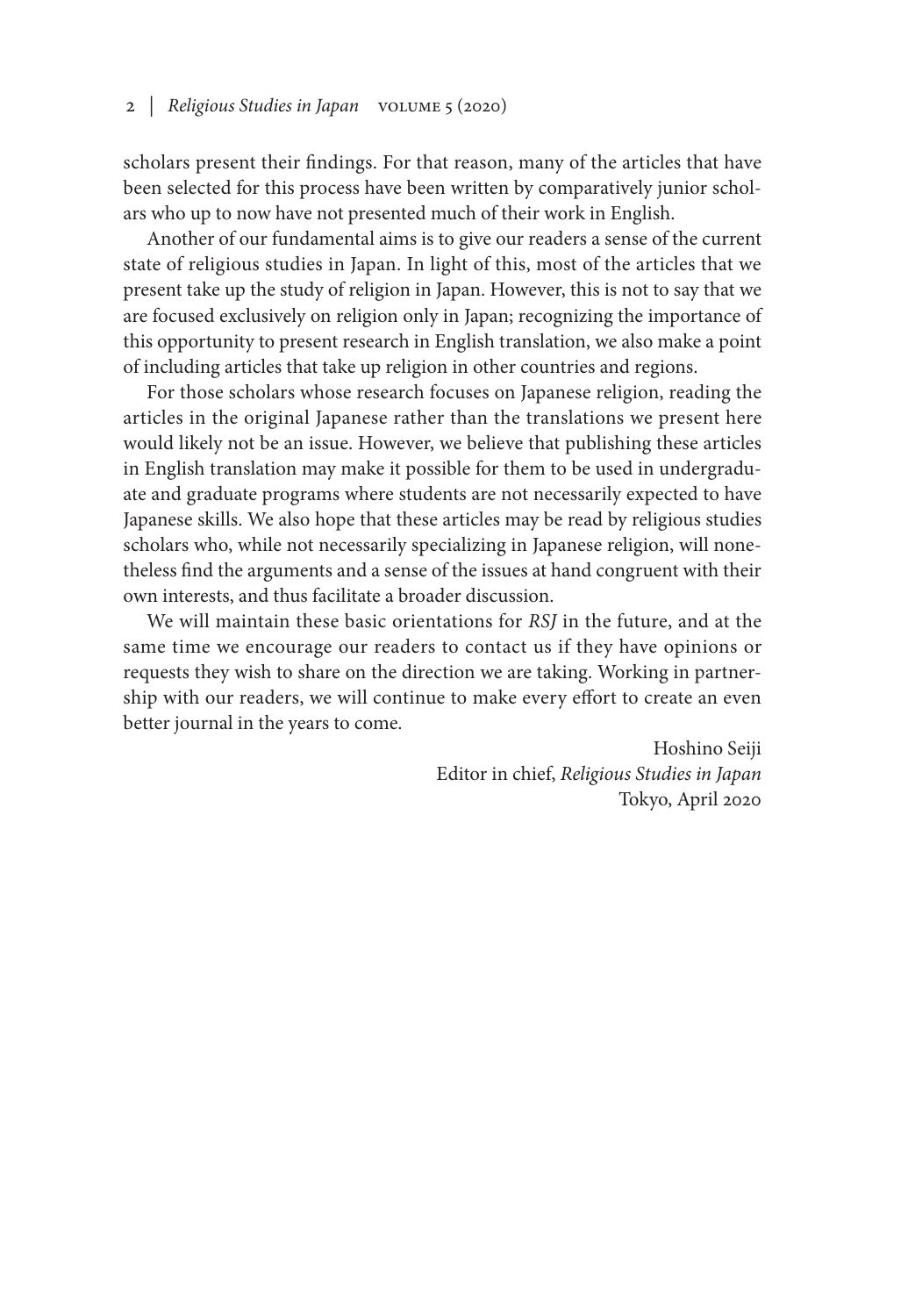scholars present their findings. For that reason, many of the articles that have been selected for this process have been written by comparatively junior scholars who up to now have not presented much of their work in English.

Another of our fundamental aims is to give our readers a sense of the current state of religious studies in Japan. In light of this, most of the articles that we present take up the study of religion in Japan. However, this is not to say that we are focused exclusively on religion only in Japan; recognizing the importance of this opportunity to present research in English translation, we also make a point of including articles that take up religion in other countries and regions.

For those scholars whose research focuses on Japanese religion, reading the articles in the original Japanese rather than the translations we present here would likely not be an issue. However, we believe that publishing these articles in English translation may make it possible for them to be used in undergraduate and graduate programs where students are not necessarily expected to have Japanese skills. We also hope that these articles may be read by religious studies scholars who, while not necessarily specializing in Japanese religion, will nonetheless find the arguments and a sense of the issues at hand congruent with their own interests, and thus facilitate a broader discussion.

We will maintain these basic orientations for *RSJ* in the future, and at the same time we encourage our readers to contact us if they have opinions or requests they wish to share on the direction we are taking. Working in partnership with our readers, we will continue to make every effort to create an even better journal in the years to come.

Hoshino Seiji
Editor in chief, *Religious Studies in Japan*
Tokyo, April 2020